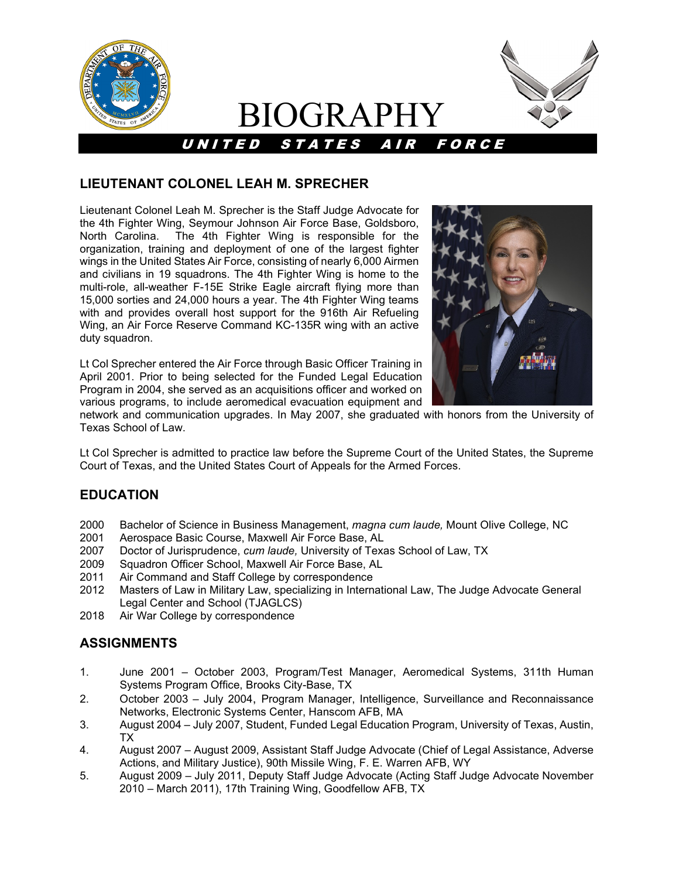# BIOGRAPHY

UNITED STATES AIR FORCE

## LIEUTENANT COLONEL LEAH M. SPRECHER

Lieutenant Colonel Leah M. Sprecher is the Staff Judge Advocate for the 4th Fighter Wing, Seymour Johnson Air Force Base, Goldsboro, North Carolina. The 4th Fighter Wing is responsible for the organization, training and deployment of one of the largest fighter wings in the United States Air Force, consisting of nearly 6,000 Airmen and civilians in 19 squadrons. The 4th Fighter Wing is home to the multi-role, all-weather F-15E Strike Eagle aircraft flying more than 15,000 sorties and 24,000 hours a year. The 4th Fighter Wing teams with and provides overall host support for the 916th Air Refueling Wing, an Air Force Reserve Command KC-135R wing with an active duty squadron.

Lt Col Sprecher entered the Air Force through Basic Officer Training in April 2001. Prior to being selected for the Funded Legal Education Program in 2004, she served as an acquisitions officer and worked on various programs, to include aeromedical evacuation equipment and network and communication upgrades. In May 2007, she graduated with honors from the University of Texas School of Law.

Lt Col Sprecher is admitted to practice law before the Supreme Court of the United States, the Supreme Court of Texas, and the United States Court of Appeals for the Armed Forces.

## EDUCATION

2000 Bachelor of Science in Business Management, *magna cum laude,* Mount Olive College, NC
2001 Aerospace Basic Course, Maxwell Air Force Base, AL
2007 Doctor of Jurisprudence, *cum laude,* University of Texas School of Law, TX
2009 Squadron Officer School, Maxwell Air Force Base, AL
2011 Air Command and Staff College by correspondence
2012 Masters of Law in Military Law, specializing in International Law, The Judge Advocate General Legal Center and School (TJAGLCS)
2018 Air War College by correspondence

## ASSIGNMENTS

1. June 2001 – October 2003, Program/Test Manager, Aeromedical Systems, 311th Human Systems Program Office, Brooks City-Base, TX
2. October 2003 – July 2004, Program Manager, Intelligence, Surveillance and Reconnaissance Networks, Electronic Systems Center, Hanscom AFB, MA
3. August 2004 – July 2007, Student, Funded Legal Education Program, University of Texas, Austin, TX
4. August 2007 – August 2009, Assistant Staff Judge Advocate (Chief of Legal Assistance, Adverse Actions, and Military Justice), 90th Missile Wing, F. E. Warren AFB, WY
5. August 2009 – July 2011, Deputy Staff Judge Advocate (Acting Staff Judge Advocate November 2010 – March 2011), 17th Training Wing, Goodfellow AFB, TX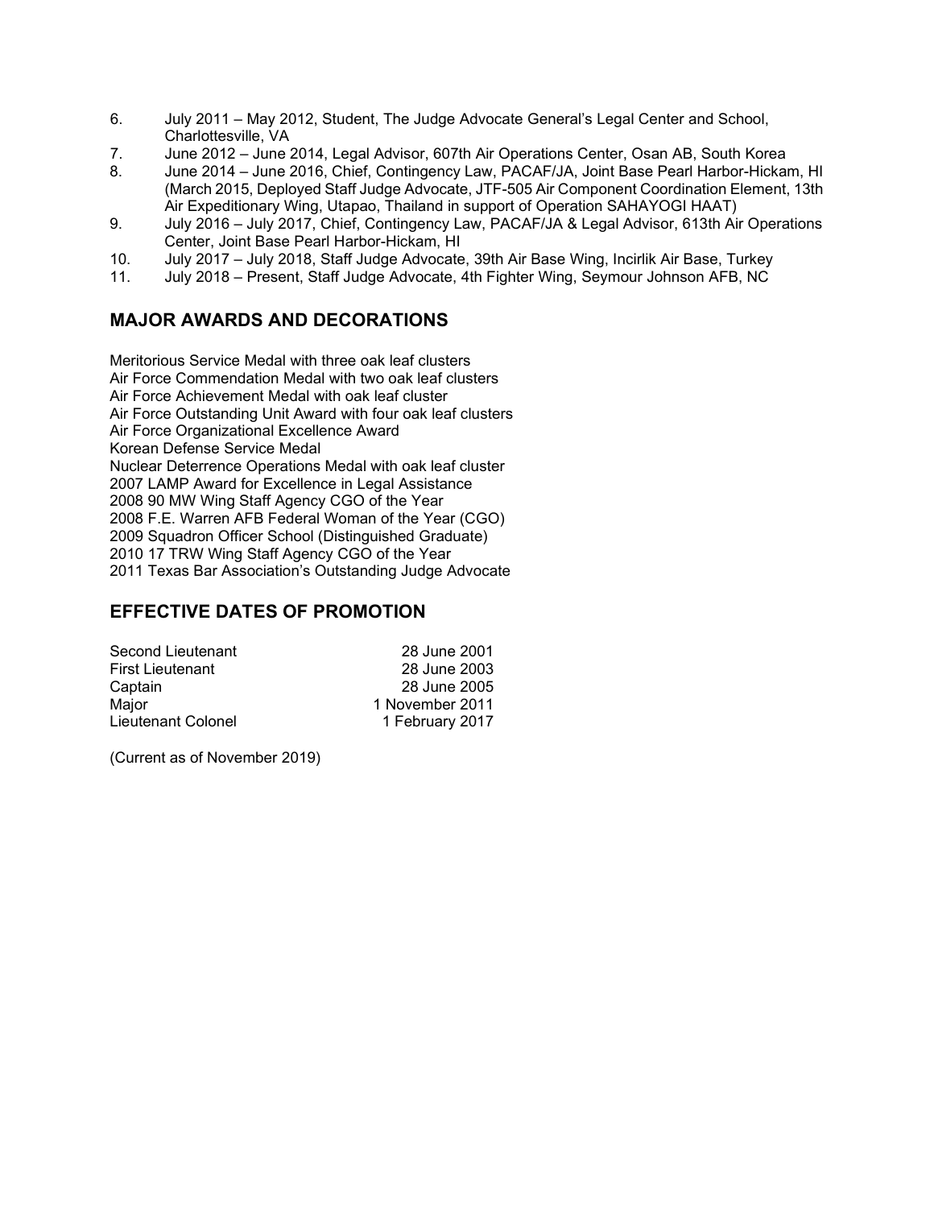6. July 2011 – May 2012, Student, The Judge Advocate General's Legal Center and School, Charlottesville, VA
7. June 2012 – June 2014, Legal Advisor, 607th Air Operations Center, Osan AB, South Korea
8. June 2014 – June 2016, Chief, Contingency Law, PACAF/JA, Joint Base Pearl Harbor-Hickam, HI (March 2015, Deployed Staff Judge Advocate, JTF-505 Air Component Coordination Element, 13th Air Expeditionary Wing, Utapao, Thailand in support of Operation SAHAYOGI HAAT)
9. July 2016 – July 2017, Chief, Contingency Law, PACAF/JA & Legal Advisor, 613th Air Operations Center, Joint Base Pearl Harbor-Hickam, HI
10. July 2017 – July 2018, Staff Judge Advocate, 39th Air Base Wing, Incirlik Air Base, Turkey
11. July 2018 – Present, Staff Judge Advocate, 4th Fighter Wing, Seymour Johnson AFB, NC

## MAJOR AWARDS AND DECORATIONS

Meritorious Service Medal with three oak leaf clusters
Air Force Commendation Medal with two oak leaf clusters
Air Force Achievement Medal with oak leaf cluster
Air Force Outstanding Unit Award with four oak leaf clusters
Air Force Organizational Excellence Award
Korean Defense Service Medal
Nuclear Deterrence Operations Medal with oak leaf cluster
2007 LAMP Award for Excellence in Legal Assistance
2008 90 MW Wing Staff Agency CGO of the Year
2008 F.E. Warren AFB Federal Woman of the Year (CGO)
2009 Squadron Officer School (Distinguished Graduate)
2010 17 TRW Wing Staff Agency CGO of the Year
2011 Texas Bar Association's Outstanding Judge Advocate

## EFFECTIVE DATES OF PROMOTION

| | |
|---|---|
| Second Lieutenant | 28 June 2001 |
| First Lieutenant | 28 June 2003 |
| Captain | 28 June 2005 |
| Major | 1 November 2011 |
| Lieutenant Colonel | 1 February 2017 |

(Current as of November 2019)